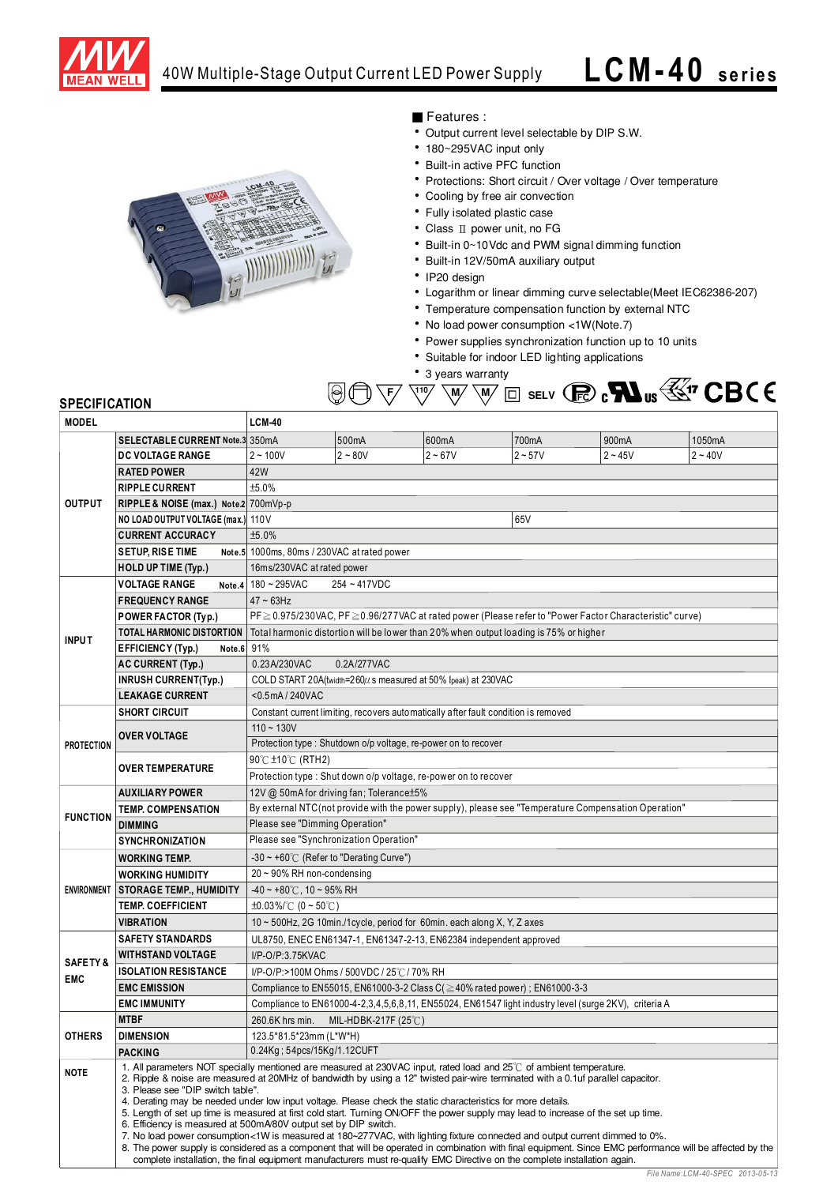# 40W Multiple-Stage Output Current LED Power Supply **LCM-40 series**

## ■ Features :

- Output current level selectable by DIP S.W.
- 180~295VAC input only
- Built-in active PFC function
- Protections: Short circuit / Over voltage / Over temperature
- Cooling by free air convection
- Fully isolated plastic case
- Class Ⅱ power unit, no FG
- Built-in 0~10Vdc and PWM signal dimming function
- Built-in 12V/50mA auxiliary output
- IP20 design
- Logarithm or linear dimming curve selectable(Meet IEC62386-207)
- Temperature compensation function by external NTC
- No load power consumption <1W(Note.7)
- Power supplies synchronization function up to 10 units
- Suitable for indoor LED lighting applications
- 3 years warranty

## SPECIFICATION

| MODEL | | LCM-40 | | | | | |
|---|---|---|---|---|---|---|---|
| OUTPUT | SELECTABLE CURRENT Note.3 | 350mA | 500mA | 600mA | 700mA | 900mA | 1050mA |
| | DC VOLTAGE RANGE | 2 ~ 100V | 2 ~ 80V | 2 ~ 67V | 2 ~ 57V | 2 ~ 45V | 2 ~ 40V |
| | RATED POWER | 42W | | | | | |
| | RIPPLE CURRENT | ±5.0% | | | | | |
| | RIPPLE & NOISE (max.) Note.2 | 700mVp-p | | | | | |
| | NO LOAD OUTPUT VOLTAGE (max.) | 110V | | | 65V | | |
| | CURRENT ACCURACY | ±5.0% | | | | | |
| | SETUP, RISE TIME Note.5 | 1000ms, 80ms / 230VAC at rated power | | | | | |
| | HOLD UP TIME (Typ.) | 16ms/230VAC at rated power | | | | | |
| INPUT | VOLTAGE RANGE Note.4 | 180 ~ 295VAC 254 ~ 417VDC | | | | | |
| | FREQUENCY RANGE | 47 ~ 63Hz | | | | | |
| | POWER FACTOR (Typ.) | PF≧0.975/230VAC, PF≧0.96/277VAC at rated power (Please refer to "Power Factor Characteristic" curve) | | | | | |
| | TOTAL HARMONIC DISTORTION | Total harmonic distortion will be lower than 20% when output loading is 75% or higher | | | | | |
| | EFFICIENCY (Typ.) Note.6 | 91% | | | | | |
| | AC CURRENT (Typ.) | 0.23A/230VAC 0.2A/277VAC | | | | | |
| | INRUSH CURRENT(Typ.) | COLD START 20A(twidth=260µs measured at 50% Ipeak) at 230VAC | | | | | |
| | LEAKAGE CURRENT | <0.5mA / 240VAC | | | | | |
| PROTECTION | SHORT CIRCUIT | Constant current limiting, recovers automatically after fault condition is removed | | | | | |
| | OVER VOLTAGE | 110 ~ 130V | | | | | |
| | | Protection type : Shutdown o/p voltage, re-power on to recover | | | | | |
| | OVER TEMPERATURE | 90℃ ±10℃ (RTH2) | | | | | |
| | | Protection type : Shut down o/p voltage, re-power on to recover | | | | | |
| FUNCTION | AUXILIARY POWER | 12V @ 50mA for driving fan; Tolerance±5% | | | | | |
| | TEMP. COMPENSATION | By external NTC(not provide with the power supply), please see "Temperature Compensation Operation" | | | | | |
| | DIMMING | Please see "Dimming Operation" | | | | | |
| | SYNCHRONIZATION | Please see "Synchronization Operation" | | | | | |
| ENVIRONMENT | WORKING TEMP. | -30 ~ +60℃ (Refer to "Derating Curve") | | | | | |
| | WORKING HUMIDITY | 20 ~ 90% RH non-condensing | | | | | |
| | STORAGE TEMP., HUMIDITY | -40 ~ +80℃, 10 ~ 95% RH | | | | | |
| | TEMP. COEFFICIENT | ±0.03%/℃ (0 ~ 50℃) | | | | | |
| | VIBRATION | 10 ~ 500Hz, 2G 10min./1cycle, period for 60min. each along X, Y, Z axes | | | | | |
| SAFETY & EMC | SAFETY STANDARDS | UL8750, ENEC EN61347-1, EN61347-2-13, EN62384 independent approved | | | | | |
| | WITHSTAND VOLTAGE | I/P-O/P:3.75KVAC | | | | | |
| | ISOLATION RESISTANCE | I/P-O/P:>100M Ohms / 500VDC / 25℃ / 70% RH | | | | | |
| | EMC EMISSION | Compliance to EN55015, EN61000-3-2 Class C(≧40% rated power) ; EN61000-3-3 | | | | | |
| | EMC IMMUNITY | Compliance to EN61000-4-2,3,4,5,6,8,11, EN55024, EN61547 light industry level (surge 2KV), criteria A | | | | | |
| OTHERS | MTBF | 260.6K hrs min. MIL-HDBK-217F (25℃) | | | | | |
| | DIMENSION | 123.5*81.5*23mm (L*W*H) | | | | | |
| | PACKING | 0.24Kg ; 54pcs/15Kg/1.12CUFT | | | | | |

**NOTE**

1. All parameters NOT specially mentioned are measured at 230VAC input, rated load and 25℃ of ambient temperature.
2. Ripple & noise are measured at 20MHz of bandwidth by using a 12" twisted pair-wire terminated with a 0.1uf parallel capacitor.
3. Please see "DIP switch table".
4. Derating may be needed under low input voltage. Please check the static characteristics for more details.
5. Length of set up time is measured at first cold start. Turning ON/OFF the power supply may lead to increase of the set up time.
6. Efficiency is measured at 500mA/80V output set by DIP switch.
7. No load power consumption<1W is measured at 180~277VAC, with lighting fixture connected and output current dimmed to 0%.
8. The power supply is considered as a component that will be operated in combination with final equipment. Since EMC performance will be affected by the complete installation, the final equipment manufacturers must re-qualify EMC Directive on the complete installation again.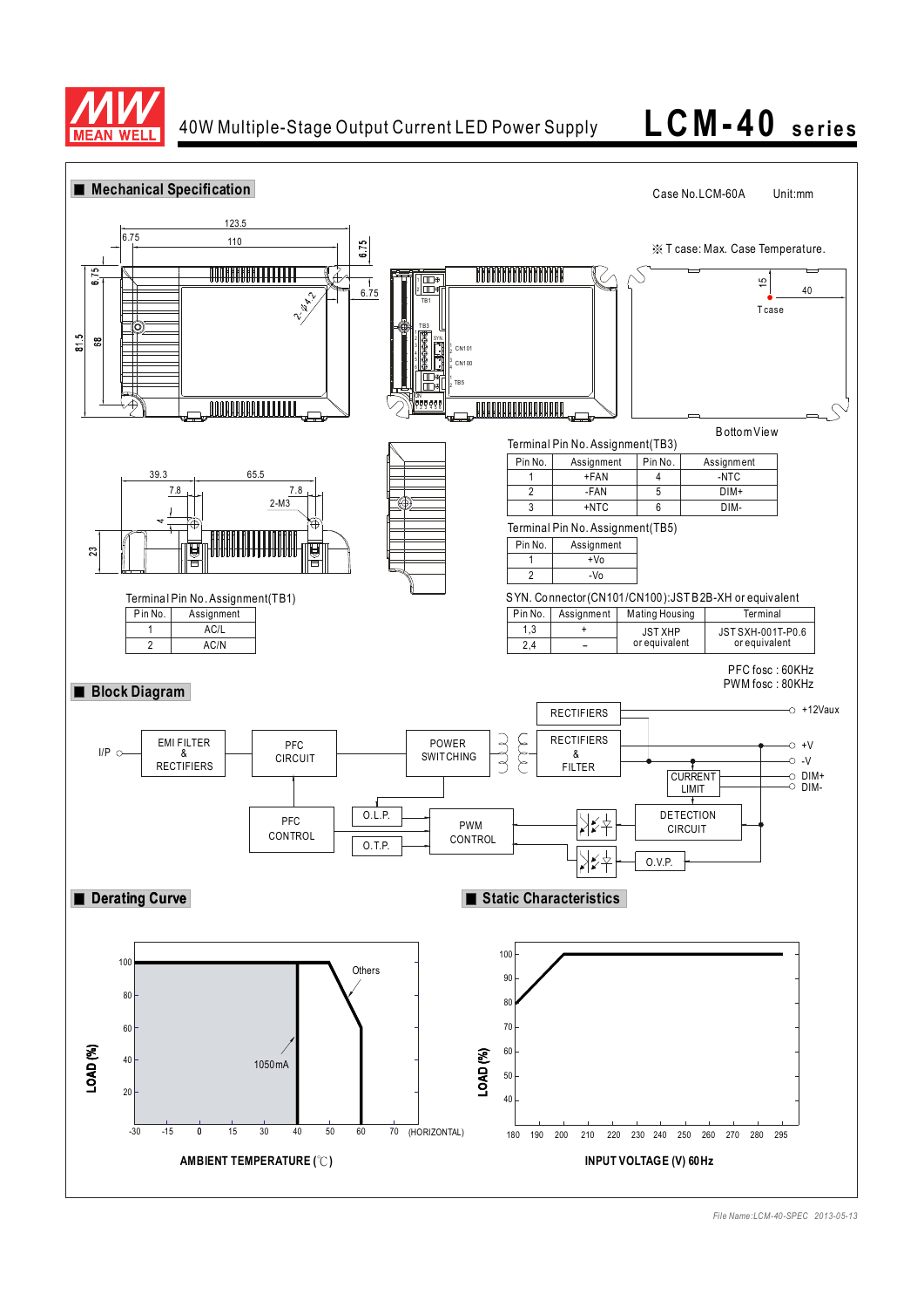40W Multiple-Stage Output Current LED Power Supply **LCM-40 series**

## Mechanical Specification

Case No.LCM-60A Unit:mm

※ T case: Max. Case Temperature.

Bottom View

Terminal Pin No. Assignment(TB3)

| Pin No. | Assignment | Pin No. | Assignment |
|---|---|---|---|
| 1 | +FAN | 4 | -NTC |
| 2 | -FAN | 5 | DIM+ |
| 3 | +NTC | 6 | DIM- |

Terminal Pin No. Assignment(TB5)

| Pin No. | Assignment |
|---|---|
| 1 | +Vo |
| 2 | -Vo |

Terminal Pin No. Assignment(TB1)

| Pin No. | Assignment |
|---|---|
| 1 | AC/L |
| 2 | AC/N |

SYN. Connector(CN101/CN100):JST B2B-XH or equivalent

| Pin No. | Assignment | Mating Housing | Terminal |
|---|---|---|---|
| 1,3 | + | JST XHP or equivalent | JST SXH-001T-P0.6 or equivalent |
| 2,4 | − | | |

## Block Diagram

PFC fosc : 60KHz
PWM fosc : 80KHz

## Derating Curve

## Static Characteristics

*File Name:LCM-40-SPEC 2013-05-13*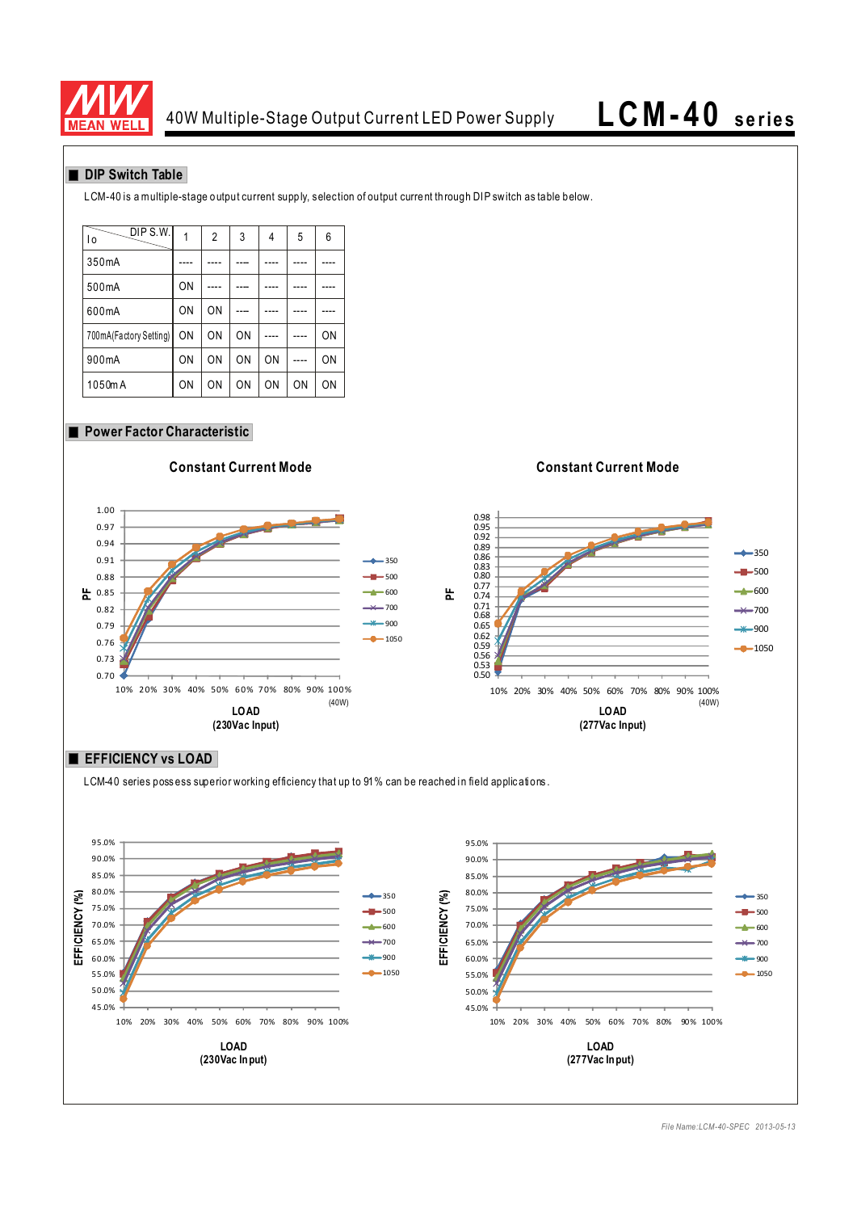## DIP Switch Table

LCM-40 is a multiple-stage output current supply, selection of output current through DIP switch as table below.

| Io \ DIP S.W. | 1 | 2 | 3 | 4 | 5 | 6 |
|---|---|---|---|---|---|---|
| 350mA | ---- | ---- | ---- | ---- | ---- | ---- |
| 500mA | ON | ---- | ---- | ---- | ---- | ---- |
| 600mA | ON | ON | ---- | ---- | ---- | ---- |
| 700mA(Factory Setting) | ON | ON | ON | ---- | ---- | ON |
| 900mA | ON | ON | ON | ON | ---- | ON |
| 1050mA | ON | ON | ON | ON | ON | ON |

## Power Factor Characteristic

**Constant Current Mode**

PF vs LOAD (230Vac Input); LOAD axis: 10%, 20%, 30%, 40%, 50%, 60%, 70%, 80%, 90%, 100% (40W); PF axis 0.70 to 1.00; curves: 350, 500, 600, 700, 900, 1050

**Constant Current Mode**

PF vs LOAD (277Vac Input); LOAD axis: 10%, 20%, 30%, 40%, 50%, 60%, 70%, 80%, 90%, 100% (40W); PF axis 0.50 to 0.98; curves: 350, 500, 600, 700, 900, 1050

## EFFICIENCY vs LOAD

LCM-40 series possess superior working efficiency that up to 91% can be reached in field applications.

EFFICIENCY (%) vs LOAD (230Vac Input); LOAD axis: 10% to 100%; EFFICIENCY axis 45.0% to 95.0%; curves: 350, 500, 600, 700, 900, 1050

EFFICIENCY (%) vs LOAD (277Vac Input); LOAD axis: 10% to 100%; EFFICIENCY axis 45.0% to 95.0%; curves: 350, 500, 600, 700, 900, 1050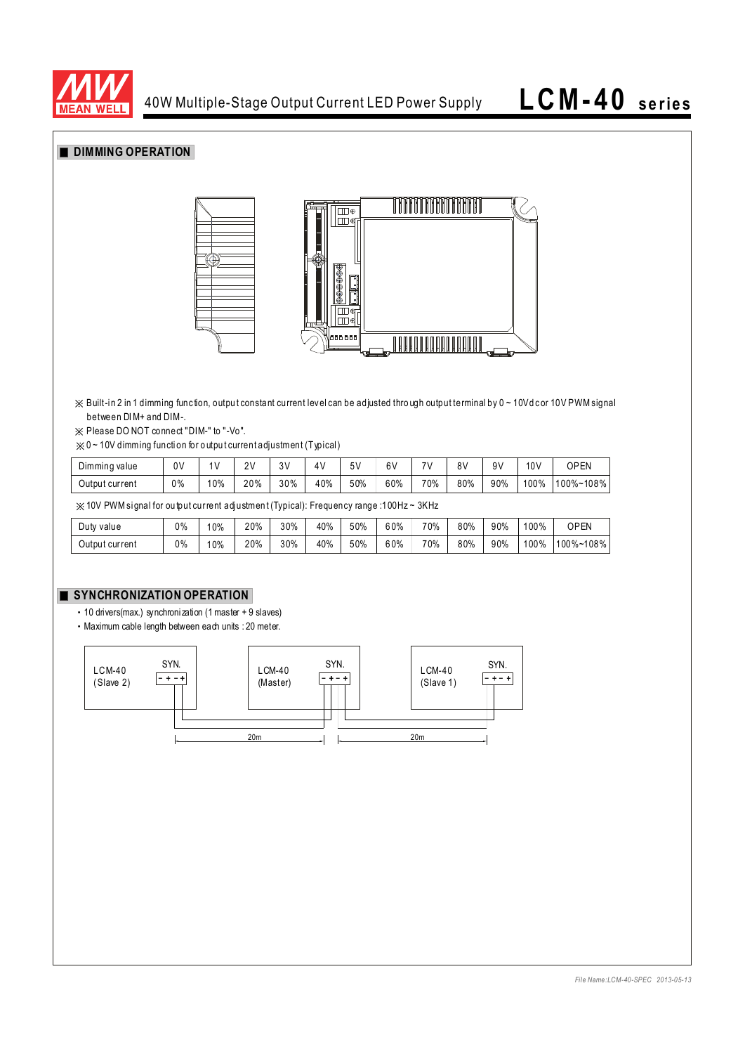## DIMMING OPERATION

※ Built-in 2 in 1 dimming function, output constant current level can be adjusted through output terminal by 0 ~ 10Vdc or 10V PWM signal between DIM+ and DIM-.

※ Please DO NOT connect "DIM-" to "-Vo".

※ 0 ~ 10V dimming function for output current adjustment (Typical)

| Dimming value | 0V | 1V | 2V | 3V | 4V | 5V | 6V | 7V | 8V | 9V | 10V | OPEN |
|---|---|---|---|---|---|---|---|---|---|---|---|---|
| Output current | 0% | 10% | 20% | 30% | 40% | 50% | 60% | 70% | 80% | 90% | 100% | 100%~108% |

※ 10V PWM signal for output current adjustment (Typical): Frequency range :100Hz ~ 3KHz

| Duty value | 0% | 10% | 20% | 30% | 40% | 50% | 60% | 70% | 80% | 90% | 100% | OPEN |
|---|---|---|---|---|---|---|---|---|---|---|---|---|
| Output current | 0% | 10% | 20% | 30% | 40% | 50% | 60% | 70% | 80% | 90% | 100% | 100%~108% |

## SYNCHRONIZATION OPERATION

- 10 drivers(max.) synchronization (1 master + 9 slaves)
- Maximum cable length between each units : 20 meter.

LCM-40 (Slave 2) SYN. - + - +　　LCM-40 (Master) SYN. - + - +　　LCM-40 (Slave 1) SYN. - + - +

20m　　20m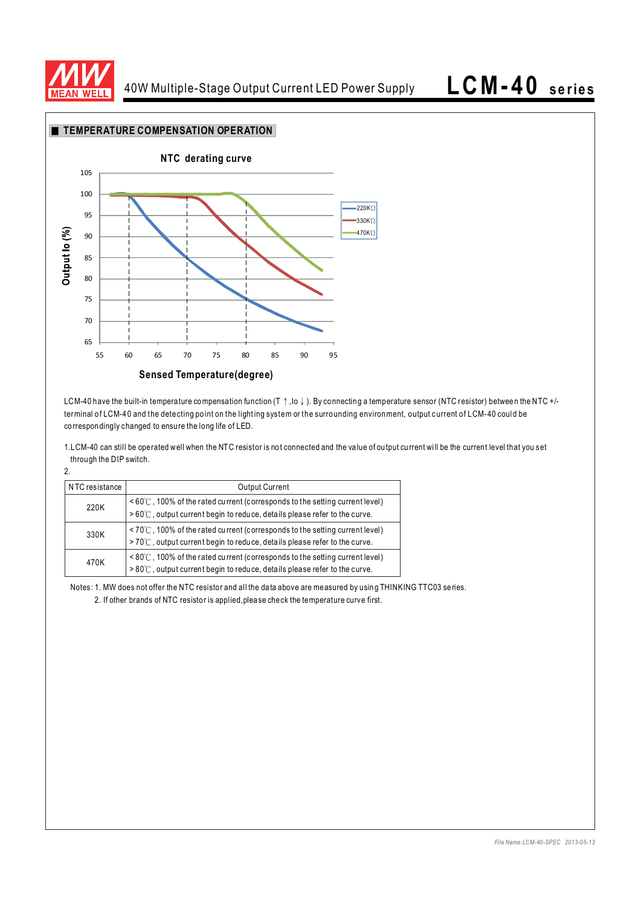## TEMPERATURE COMPENSATION OPERATION

NTC derating curve

Output Io (%)

105
100
95
90
85
80
75
70
65

55 60 65 70 75 80 85 90 95

Sensed Temperature(degree)

220KΩ
330KΩ
470KΩ

LCM-40 have the built-in temperature compensation function (T ↑,Io ↓). By connecting a temperature sensor (NTC resistor) between the NTC +/- terminal of LCM-40 and the detecting point on the lighting system or the surrounding environment, output current of LCM-40 could be correspondingly changed to ensure the long life of LED.

1. LCM-40 can still be operated well when the NTC resistor is not connected and the value of output current will be the current level that you set through the DIP switch.

2.

| NTC resistance | Output Current |
|---|---|
| 220K | < 60℃, 100% of the rated current (corresponds to the setting current level)<br>> 60℃, output current begin to reduce, details please refer to the curve. |
| 330K | < 70℃, 100% of the rated current (corresponds to the setting current level)<br>> 70℃, output current begin to reduce, details please refer to the curve. |
| 470K | < 80℃, 100% of the rated current (corresponds to the setting current level)<br>> 80℃, output current begin to reduce, details please refer to the curve. |

Notes: 1. MW does not offer the NTC resistor and all the data above are measured by using THINKING TTC03 series.
2. If other brands of NTC resistor is applied,please check the temperature curve first.